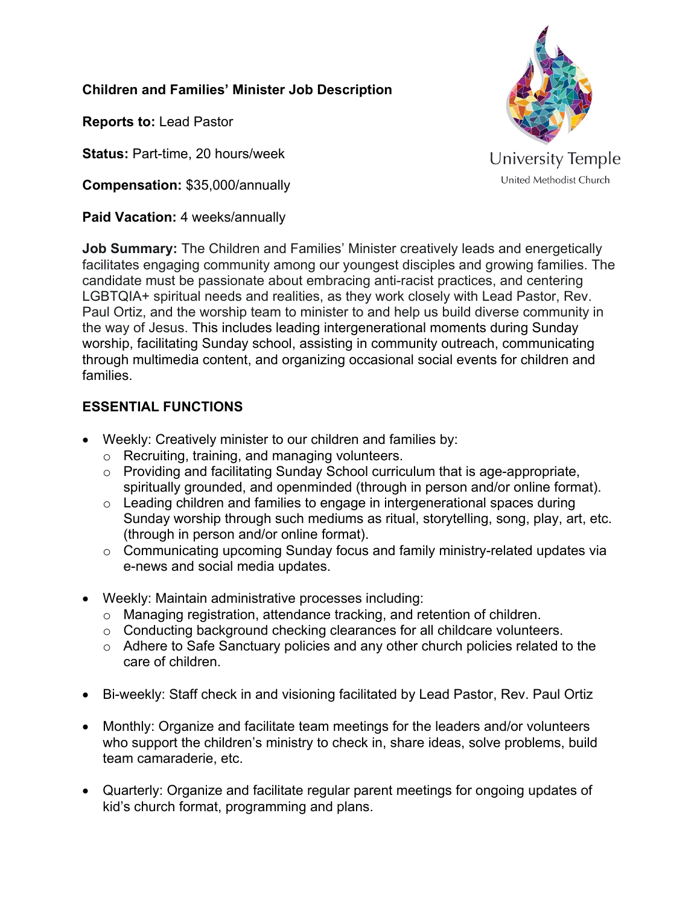# Children and Families' Minister Job Description

University Temple
United Methodist Church

**Reports to:** Lead Pastor

**Status:** Part-time, 20 hours/week

**Compensation:** $35,000/annually

**Paid Vacation:** 4 weeks/annually

**Job Summary:** The Children and Families' Minister creatively leads and energetically facilitates engaging community among our youngest disciples and growing families. The candidate must be passionate about embracing anti-racist practices, and centering LGBTQIA+ spiritual needs and realities, as they work closely with Lead Pastor, Rev. Paul Ortiz, and the worship team to minister to and help us build diverse community in the way of Jesus. This includes leading intergenerational moments during Sunday worship, facilitating Sunday school, assisting in community outreach, communicating through multimedia content, and organizing occasional social events for children and families.

## ESSENTIAL FUNCTIONS

- Weekly: Creatively minister to our children and families by:
  - Recruiting, training, and managing volunteers.
  - Providing and facilitating Sunday School curriculum that is age-appropriate, spiritually grounded, and openminded (through in person and/or online format).
  - Leading children and families to engage in intergenerational spaces during Sunday worship through such mediums as ritual, storytelling, song, play, art, etc. (through in person and/or online format).
  - Communicating upcoming Sunday focus and family ministry-related updates via e-news and social media updates.

- Weekly: Maintain administrative processes including:
  - Managing registration, attendance tracking, and retention of children.
  - Conducting background checking clearances for all childcare volunteers.
  - Adhere to Safe Sanctuary policies and any other church policies related to the care of children.

- Bi-weekly: Staff check in and visioning facilitated by Lead Pastor, Rev. Paul Ortiz

- Monthly: Organize and facilitate team meetings for the leaders and/or volunteers who support the children's ministry to check in, share ideas, solve problems, build team camaraderie, etc.

- Quarterly: Organize and facilitate regular parent meetings for ongoing updates of kid's church format, programming and plans.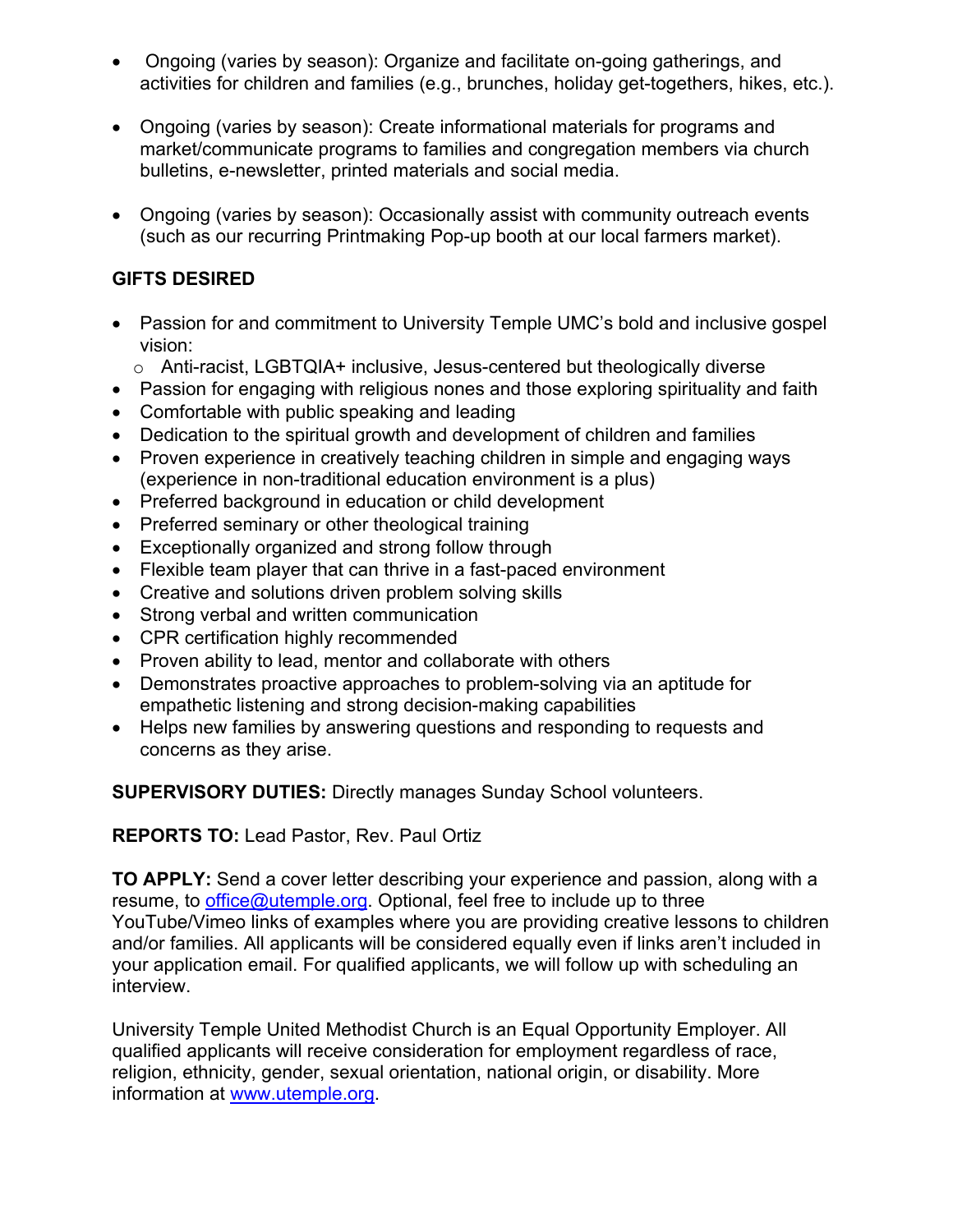- Ongoing (varies by season): Organize and facilitate on-going gatherings, and activities for children and families (e.g., brunches, holiday get-togethers, hikes, etc.).

- Ongoing (varies by season): Create informational materials for programs and market/communicate programs to families and congregation members via church bulletins, e-newsletter, printed materials and social media.

- Ongoing (varies by season): Occasionally assist with community outreach events (such as our recurring Printmaking Pop-up booth at our local farmers market).

**GIFTS DESIRED**

- Passion for and commitment to University Temple UMC's bold and inclusive gospel vision:
  - Anti-racist, LGBTQIA+ inclusive, Jesus-centered but theologically diverse
- Passion for engaging with religious nones and those exploring spirituality and faith
- Comfortable with public speaking and leading
- Dedication to the spiritual growth and development of children and families
- Proven experience in creatively teaching children in simple and engaging ways (experience in non-traditional education environment is a plus)
- Preferred background in education or child development
- Preferred seminary or other theological training
- Exceptionally organized and strong follow through
- Flexible team player that can thrive in a fast-paced environment
- Creative and solutions driven problem solving skills
- Strong verbal and written communication
- CPR certification highly recommended
- Proven ability to lead, mentor and collaborate with others
- Demonstrates proactive approaches to problem-solving via an aptitude for empathetic listening and strong decision-making capabilities
- Helps new families by answering questions and responding to requests and concerns as they arise.

**SUPERVISORY DUTIES:** Directly manages Sunday School volunteers.

**REPORTS TO:** Lead Pastor, Rev. Paul Ortiz

**TO APPLY:** Send a cover letter describing your experience and passion, along with a resume, to office@utemple.org. Optional, feel free to include up to three YouTube/Vimeo links of examples where you are providing creative lessons to children and/or families. All applicants will be considered equally even if links aren't included in your application email. For qualified applicants, we will follow up with scheduling an interview.

University Temple United Methodist Church is an Equal Opportunity Employer. All qualified applicants will receive consideration for employment regardless of race, religion, ethnicity, gender, sexual orientation, national origin, or disability. More information at www.utemple.org.